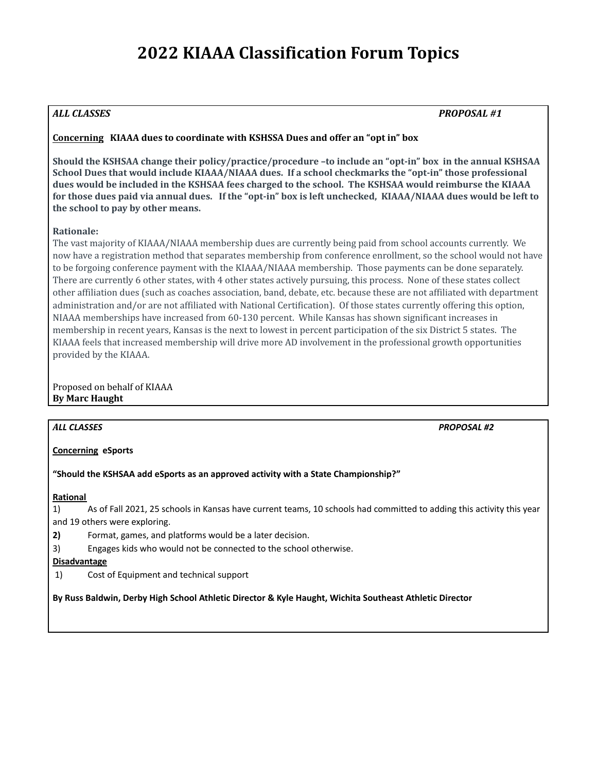# 2022 KIAAA Classification Forum Topics

*ALL CLASSES* *PROPOSAL #1*

**Concerning KIAAA dues to coordinate with KSHSSA Dues and offer an "opt in" box**

**Should the KSHSAA change their policy/practice/procedure –to include an "opt-in" box in the annual KSHSAA School Dues that would include KIAAA/NIAAA dues. If a school checkmarks the "opt-in" those professional dues would be included in the KSHSAA fees charged to the school. The KSHSAA would reimburse the KIAAA for those dues paid via annual dues. If the "opt-in" box is left unchecked, KIAAA/NIAAA dues would be left to the school to pay by other means.**

**Rationale:**

The vast majority of KIAAA/NIAAA membership dues are currently being paid from school accounts currently. We now have a registration method that separates membership from conference enrollment, so the school would not have to be forgoing conference payment with the KIAAA/NIAAA membership. Those payments can be done separately. There are currently 6 other states, with 4 other states actively pursuing, this process. None of these states collect other affiliation dues (such as coaches association, band, debate, etc. because these are not affiliated with department administration and/or are not affiliated with National Certification). Of those states currently offering this option, NIAAA memberships have increased from 60-130 percent. While Kansas has shown significant increases in membership in recent years, Kansas is the next to lowest in percent participation of the six District 5 states. The KIAAA feels that increased membership will drive more AD involvement in the professional growth opportunities provided by the KIAAA.

Proposed on behalf of KIAAA
**By Marc Haught**

---

*ALL CLASSES* *PROPOSAL #2*

**Concerning eSports**

**"Should the KSHSAA add eSports as an approved activity with a State Championship?"**

**Rational**

1) As of Fall 2021, 25 schools in Kansas have current teams, 10 schools had committed to adding this activity this year and 19 others were exploring.
**2)** Format, games, and platforms would be a later decision.
3) Engages kids who would not be connected to the school otherwise.

**Disadvantage**

1) Cost of Equipment and technical support

**By Russ Baldwin, Derby High School Athletic Director & Kyle Haught, Wichita Southeast Athletic Director**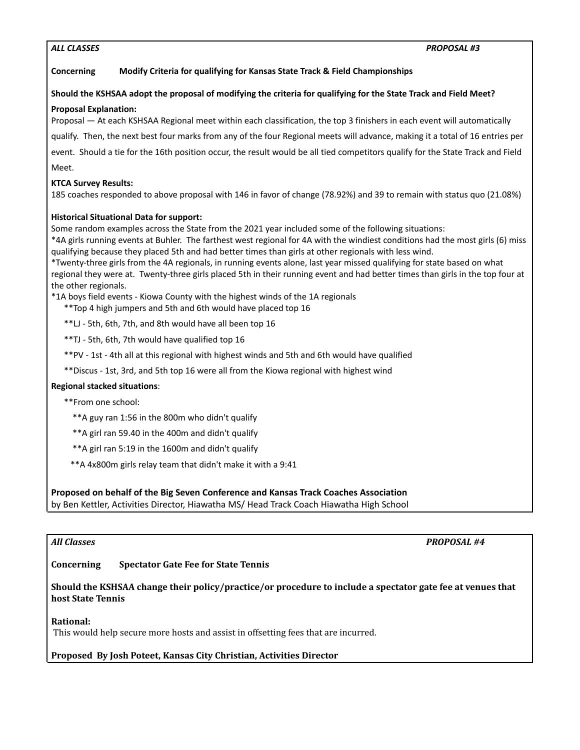*ALL CLASSES* *PROPOSAL #3*

**Concerning Modify Criteria for qualifying for Kansas State Track & Field Championships**

**Should the KSHSAA adopt the proposal of modifying the criteria for qualifying for the State Track and Field Meet?**

**Proposal Explanation:**

Proposal — At each KSHSAA Regional meet within each classification, the top 3 finishers in each event will automatically qualify. Then, the next best four marks from any of the four Regional meets will advance, making it a total of 16 entries per event. Should a tie for the 16th position occur, the result would be all tied competitors qualify for the State Track and Field Meet.

**KTCA Survey Results:**

185 coaches responded to above proposal with 146 in favor of change (78.92%) and 39 to remain with status quo (21.08%)

**Historical Situational Data for support:**

Some random examples across the State from the 2021 year included some of the following situations:

*4A girls running events at Buhler. The farthest west regional for 4A with the windiest conditions had the most girls (6) miss qualifying because they placed 5th and had better times than girls at other regionals with less wind.

*Twenty-three girls from the 4A regionals, in running events alone, last year missed qualifying for state based on what regional they were at. Twenty-three girls placed 5th in their running event and had better times than girls in the top four at the other regionals.

*1A boys field events - Kiowa County with the highest winds of the 1A regionals

- **Top 4 high jumpers and 5th and 6th would have placed top 16
- **LJ - 5th, 6th, 7th, and 8th would have all been top 16
- **TJ - 5th, 6th, 7th would have qualified top 16
- **PV - 1st - 4th all at this regional with highest winds and 5th and 6th would have qualified
- **Discus - 1st, 3rd, and 5th top 16 were all from the Kiowa regional with highest wind

**Regional stacked situations**:

**From one school:

- **A guy ran 1:56 in the 800m who didn't qualify
- **A girl ran 59.40 in the 400m and didn't qualify
- **A girl ran 5:19 in the 1600m and didn't qualify
- **A 4x800m girls relay team that didn't make it with a 9:41

**Proposed on behalf of the Big Seven Conference and Kansas Track Coaches Association**
by Ben Kettler, Activities Director, Hiawatha MS/ Head Track Coach Hiawatha High School

---

*All Classes* ***PROPOSAL #4***

**Concerning Spectator Gate Fee for State Tennis**

**Should the KSHSAA change their policy/practice/or procedure to include a spectator gate fee at venues that host State Tennis**

**Rational:**

This would help secure more hosts and assist in offsetting fees that are incurred.

**Proposed By Josh Poteet, Kansas City Christian, Activities Director**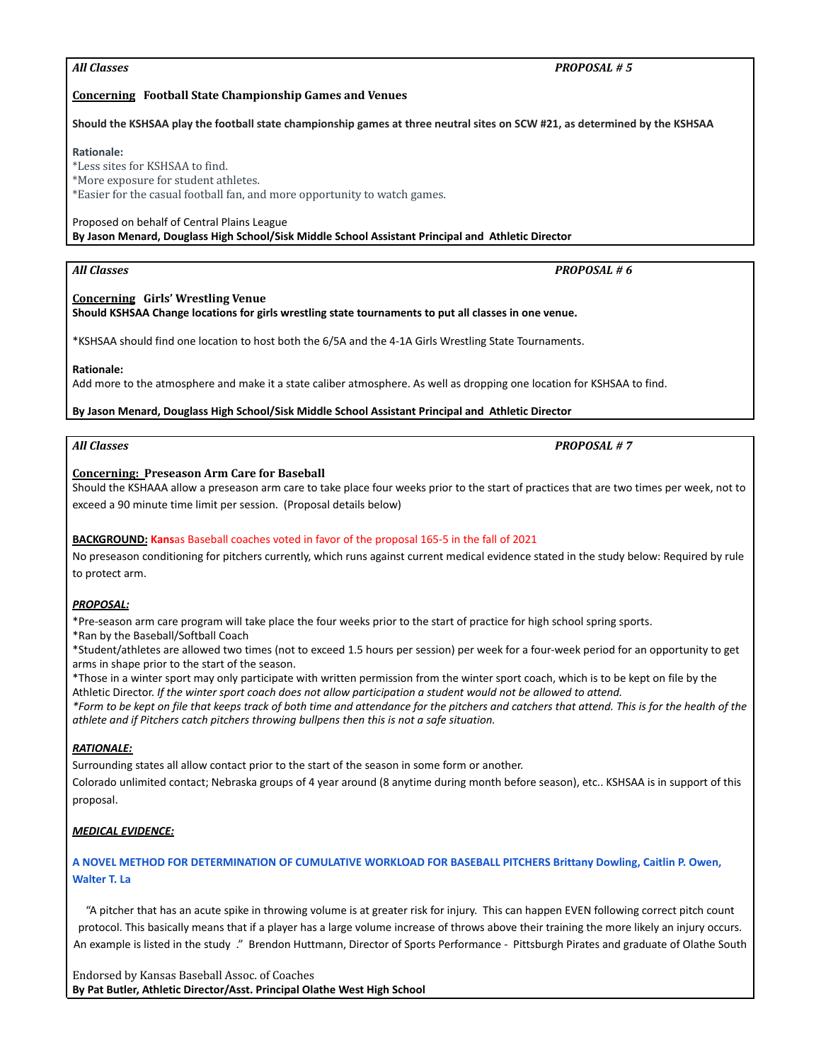*All Classes* *PROPOSAL # 5*

**Concerning Football State Championship Games and Venues**

**Should the KSHSAA play the football state championship games at three neutral sites on SCW #21, as determined by the KSHSAA**

**Rationale:**

*Less sites for KSHSAA to find.
*More exposure for student athletes.
*Easier for the casual football fan, and more opportunity to watch games.

Proposed on behalf of Central Plains League
**By Jason Menard, Douglass High School/Sisk Middle School Assistant Principal and Athletic Director**

---

*All Classes* *PROPOSAL # 6*

**Concerning Girls' Wrestling Venue**
**Should KSHSAA Change locations for girls wrestling state tournaments to put all classes in one venue.**

*KSHSAA should find one location to host both the 6/5A and the 4-1A Girls Wrestling State Tournaments.

**Rationale:**
Add more to the atmosphere and make it a state caliber atmosphere. As well as dropping one location for KSHSAA to find.

**By Jason Menard, Douglass High School/Sisk Middle School Assistant Principal and Athletic Director**

---

*All Classes* *PROPOSAL # 7*

**Concerning: Preseason Arm Care for Baseball**
Should the KSHAAA allow a preseason arm care to take place four weeks prior to the start of practices that are two times per week, not to exceed a 90 minute time limit per session. (Proposal details below)

**BACKGROUND:** **Kans**as Baseball coaches voted in favor of the proposal 165-5 in the fall of 2021
No preseason conditioning for pitchers currently, which runs against current medical evidence stated in the study below: Required by rule to protect arm.

***PROPOSAL:***
*Pre-season arm care program will take place the four weeks prior to the start of practice for high school spring sports.
*Ran by the Baseball/Softball Coach
*Student/athletes are allowed two times (not to exceed 1.5 hours per session) per week for a four-week period for an opportunity to get arms in shape prior to the start of the season.
*Those in a winter sport may only participate with written permission from the winter sport coach, which is to be kept on file by the Athletic Director. *If the winter sport coach does not allow participation a student would not be allowed to attend.*
**Form to be kept on file that keeps track of both time and attendance for the pitchers and catchers that attend. This is for the health of the athlete and if Pitchers catch pitchers throwing bullpens then this is not a safe situation.*

***RATIONALE:***
Surrounding states all allow contact prior to the start of the season in some form or another.
Colorado unlimited contact; Nebraska groups of 4 year around (8 anytime during month before season), etc.. KSHSAA is in support of this proposal.

***MEDICAL EVIDENCE:***

**A NOVEL METHOD FOR DETERMINATION OF CUMULATIVE WORKLOAD FOR BASEBALL PITCHERS Brittany Dowling, Caitlin P. Owen, Walter T. La**

"A pitcher that has an acute spike in throwing volume is at greater risk for injury. This can happen EVEN following correct pitch count protocol. This basically means that if a player has a large volume increase of throws above their training the more likely an injury occurs. An example is listed in the study ." Brendon Huttmann, Director of Sports Performance - Pittsburgh Pirates and graduate of Olathe South

Endorsed by Kansas Baseball Assoc. of Coaches
**By Pat Butler, Athletic Director/Asst. Principal Olathe West High School**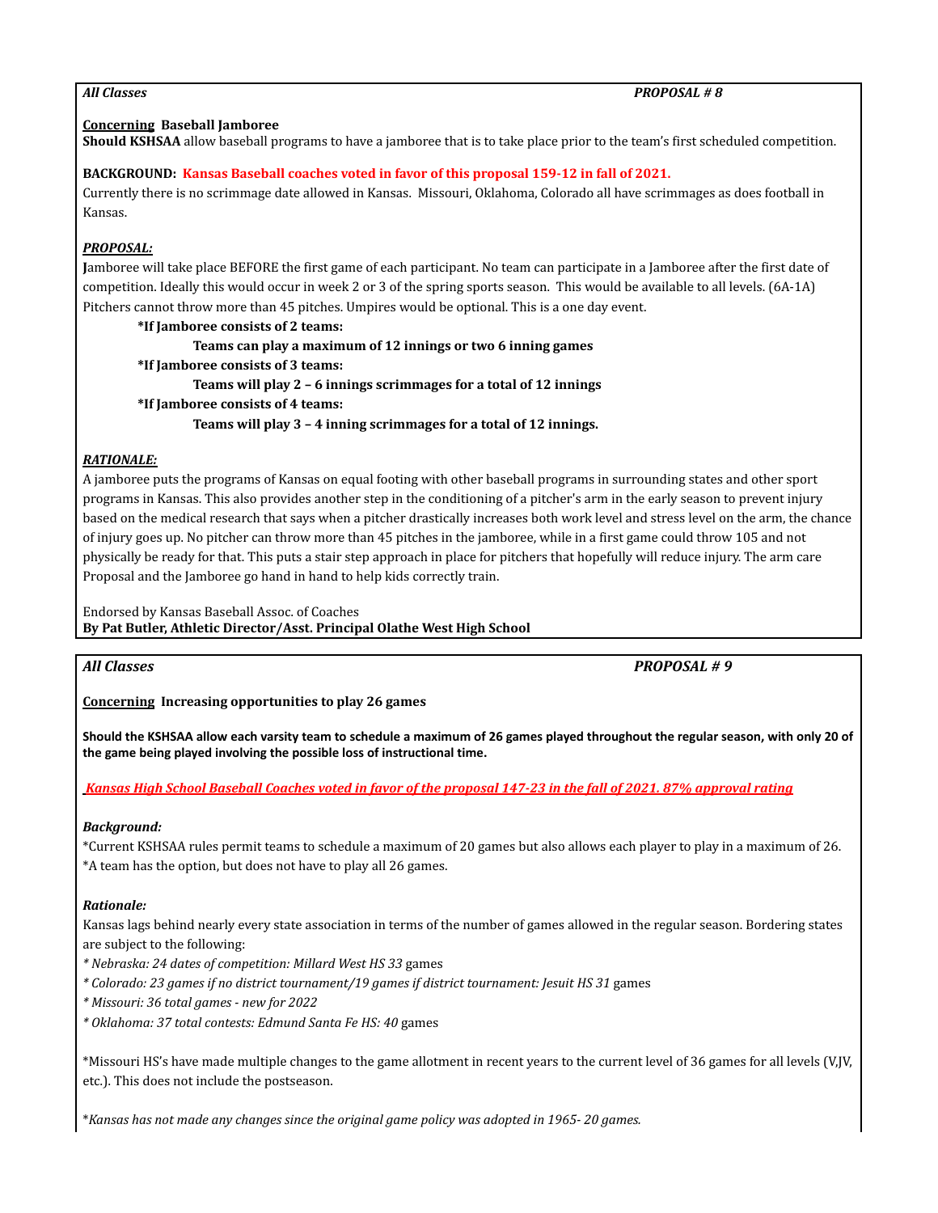*All Classes* *PROPOSAL # 8*

**Concerning Baseball Jamboree**

**Should KSHSAA** allow baseball programs to have a jamboree that is to take place prior to the team's first scheduled competition.

**BACKGROUND: Kansas Baseball coaches voted in favor of this proposal 159-12 in fall of 2021.**

Currently there is no scrimmage date allowed in Kansas. Missouri, Oklahoma, Colorado all have scrimmages as does football in Kansas.

***PROPOSAL:***

**J**amboree will take place BEFORE the first game of each participant. No team can participate in a Jamboree after the first date of competition. Ideally this would occur in week 2 or 3 of the spring sports season. This would be available to all levels. (6A-1A) Pitchers cannot throw more than 45 pitches. Umpires would be optional. This is a one day event.

- **\*If Jamboree consists of 2 teams:**
  - **Teams can play a maximum of 12 innings or two 6 inning games**
- **\*If Jamboree consists of 3 teams:**
  - **Teams will play 2 – 6 innings scrimmages for a total of 12 innings**
- **\*If Jamboree consists of 4 teams:**
  - **Teams will play 3 – 4 inning scrimmages for a total of 12 innings.**

***RATIONALE:***

A jamboree puts the programs of Kansas on equal footing with other baseball programs in surrounding states and other sport programs in Kansas. This also provides another step in the conditioning of a pitcher's arm in the early season to prevent injury based on the medical research that says when a pitcher drastically increases both work level and stress level on the arm, the chance of injury goes up. No pitcher can throw more than 45 pitches in the jamboree, while in a first game could throw 105 and not physically be ready for that. This puts a stair step approach in place for pitchers that hopefully will reduce injury. The arm care Proposal and the Jamboree go hand in hand to help kids correctly train.

Endorsed by Kansas Baseball Assoc. of Coaches
**By Pat Butler, Athletic Director/Asst. Principal Olathe West High School**

*All Classes* *PROPOSAL # 9*

**Concerning Increasing opportunities to play 26 games**

**Should the KSHSAA allow each varsity team to schedule a maximum of 26 games played throughout the regular season, with only 20 of the game being played involving the possible loss of instructional time.**

***Kansas High School Baseball Coaches voted in favor of the proposal 147-23 in the fall of 2021. 87% approval rating***

***Background:***

*Current KSHSAA rules permit teams to schedule a maximum of 20 games but also allows each player to play in a maximum of 26.
*A team has the option, but does not have to play all 26 games.

***Rationale:***

Kansas lags behind nearly every state association in terms of the number of games allowed in the regular season. Bordering states are subject to the following:

*\* Nebraska: 24 dates of competition: Millard West HS 33* games
*\* Colorado: 23 games if no district tournament/19 games if district tournament: Jesuit HS 31* games
*\* Missouri: 36 total games - new for 2022*
*\* Oklahoma: 37 total contests: Edmund Santa Fe HS: 40* games

*Missouri HS's have made multiple changes to the game allotment in recent years to the current level of 36 games for all levels (V,JV, etc.). This does not include the postseason.

\**Kansas has not made any changes since the original game policy was adopted in 1965- 20 games.*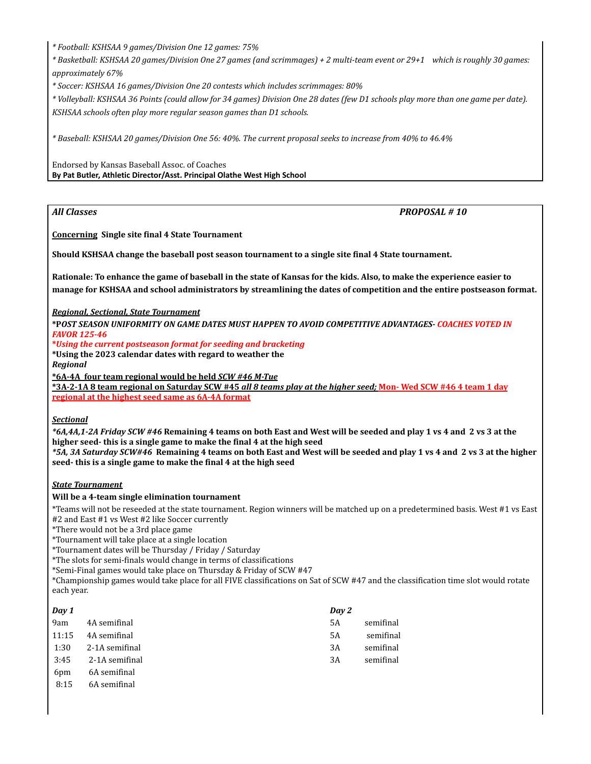*\* Football: KSHSAA 9 games/Division One 12 games: 75%*

*\* Basketball: KSHSAA 20 games/Division One 27 games (and scrimmages) + 2 multi-team event or 29+1 which is roughly 30 games: approximately 67%*

*\* Soccer: KSHSAA 16 games/Division One 20 contests which includes scrimmages: 80%*

*\* Volleyball: KSHSAA 36 Points (could allow for 34 games) Division One 28 dates (few D1 schools play more than one game per date). KSHSAA schools often play more regular season games than D1 schools.*

*\* Baseball: KSHSAA 20 games/Division One 56: 40%. The current proposal seeks to increase from 40% to 46.4%*

Endorsed by Kansas Baseball Assoc. of Coaches

**By Pat Butler, Athletic Director/Asst. Principal Olathe West High School**

---

***All Classes*** ***PROPOSAL # 10***

**Concerning Single site final 4 State Tournament**

**Should KSHSAA change the baseball post season tournament to a single site final 4 State tournament.**

**Rationale: To enhance the game of baseball in the state of Kansas for the kids. Also, to make the experience easier to manage for KSHSAA and school administrators by streamlining the dates of competition and the entire postseason format.**

***Regional, Sectional, State Tournament***

***\*POST SEASON UNIFORMITY ON GAME DATES MUST HAPPEN TO AVOID COMPETITIVE ADVANTAGES- COACHES VOTED IN FAVOR 125-46***

***\*Using the current postseason format for seeding and bracketing***

**\*Using the 2023 calendar dates with regard to weather the**

***Regional***

**\*6A-4A four team regional would be held *SCW #46 M-Tue***

**\*3A-2-1A 8 team regional on Saturday SCW #45 *all 8 teams play at the higher seed;* Mon- Wed SCW #46 4 team 1 day regional at the highest seed same as 6A-4A format**

***Sectional***

***\*6A,4A,1-2A Friday SCW #46*** **Remaining 4 teams on both East and West will be seeded and play 1 vs 4 and 2 vs 3 at the higher seed- this is a single game to make the final 4 at the high seed**

***\*5A, 3A Saturday SCW#46*** **Remaining 4 teams on both East and West will be seeded and play 1 vs 4 and 2 vs 3 at the higher seed- this is a single game to make the final 4 at the high seed**

***State Tournament***

**Will be a 4-team single elimination tournament**

*Teams will not be reseeded at the state tournament. Region winners will be matched up on a predetermined basis. West #1 vs East #2 and East #1 vs West #2 like Soccer currently
*There would not be a 3rd place game
*Tournament will take place at a single location
*Tournament dates will be Thursday / Friday / Saturday
*The slots for semi-finals would change in terms of classifications
*Semi-Final games would take place on Thursday & Friday of SCW #47
*Championship games would take place for all FIVE classifications on Sat of SCW #47 and the classification time slot would rotate each year.

| ***Day 1*** | | ***Day 2*** | |
|---|---|---|---|
| 9am | 4A semifinal | 5A | semifinal |
| 11:15 | 4A semifinal | 5A | semifinal |
| 1:30 | 2-1A semifinal | 3A | semifinal |
| 3:45 | 2-1A semifinal | 3A | semifinal |
| 6pm | 6A semifinal | | |
| 8:15 | 6A semifinal | | |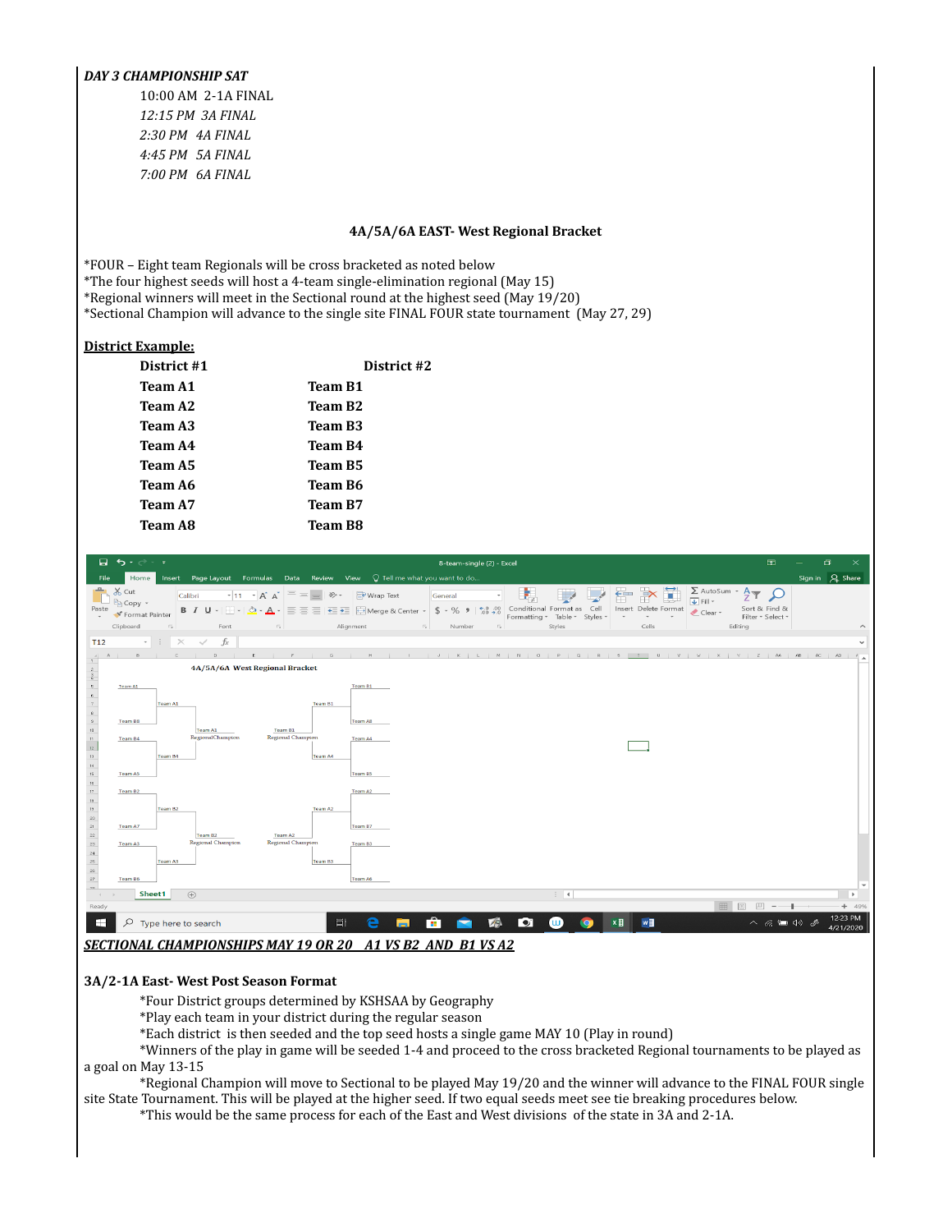***DAY 3 CHAMPIONSHIP SAT***

10:00 AM 2-1A FINAL

*12:15 PM 3A FINAL*

*2:30 PM 4A FINAL*

*4:45 PM 5A FINAL*

*7:00 PM 6A FINAL*

**4A/5A/6A EAST- West Regional Bracket**

*FOUR – Eight team Regionals will be cross bracketed as noted below
*The four highest seeds will host a 4-team single-elimination regional (May 15)
*Regional winners will meet in the Sectional round at the highest seed (May 19/20)
*Sectional Champion will advance to the single site FINAL FOUR state tournament (May 27, 29)

**District Example:**

| District #1 | District #2 |
|---|---|
| Team A1 | Team B1 |
| Team A2 | Team B2 |
| Team A3 | Team B3 |
| Team A4 | Team B4 |
| Team A5 | Team B5 |
| Team A6 | Team B6 |
| Team A7 | Team B7 |
| Team A8 | Team B8 |

4A/5A/6A West Regional Bracket

| First Round | Semifinal | Regional Champion |
|---|---|---|
| Team A1 vs Team B8 | Team A1 | Team A1 |
| Team B4 vs Team A5 | Team B4 | |
| Team B1 vs Team A8 | Team B1 | Team B1 |
| Team A4 vs Team B5 | Team A4 | |
| Team B2 vs Team A7 | Team B2 | Team B2 |
| Team A3 vs Team B6 | Team A3 | |
| Team A2 vs Team B7 | Team A2 | Team A2 |
| Team B3 vs Team A6 | Team B3 | |

***SECTIONAL CHAMPIONSHIPS MAY 19 OR 20 A1 VS B2 AND B1 VS A2***

**3A/2-1A East- West Post Season Format**

*Four District groups determined by KSHSAA by Geography
*Play each team in your district during the regular season
*Each district is then seeded and the top seed hosts a single game MAY 10 (Play in round)
*Winners of the play in game will be seeded 1-4 and proceed to the cross bracketed Regional tournaments to be played as a goal on May 13-15
*Regional Champion will move to Sectional to be played May 19/20 and the winner will advance to the FINAL FOUR single site State Tournament. This will be played at the higher seed. If two equal seeds meet see tie breaking procedures below.
*This would be the same process for each of the East and West divisions of the state in 3A and 2-1A.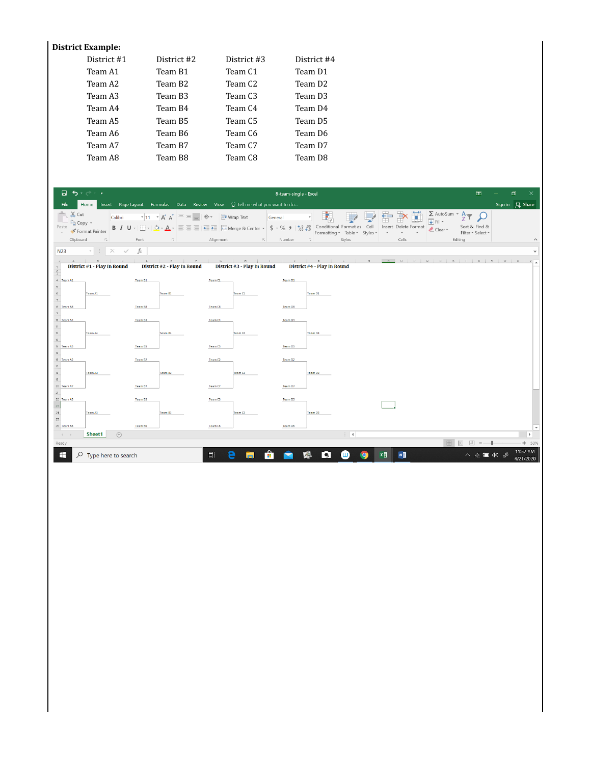**District Example:**

| District #1 | District #2 | District #3 | District #4 |
|---|---|---|---|
| Team A1 | Team B1 | Team C1 | Team D1 |
| Team A2 | Team B2 | Team C2 | Team D2 |
| Team A3 | Team B3 | Team C3 | Team D3 |
| Team A4 | Team B4 | Team C4 | Team D4 |
| Team A5 | Team B5 | Team C5 | Team D5 |
| Team A6 | Team B6 | Team C6 | Team D6 |
| Team A7 | Team B7 | Team C7 | Team D7 |
| Team A8 | Team B8 | Team C8 | Team D8 |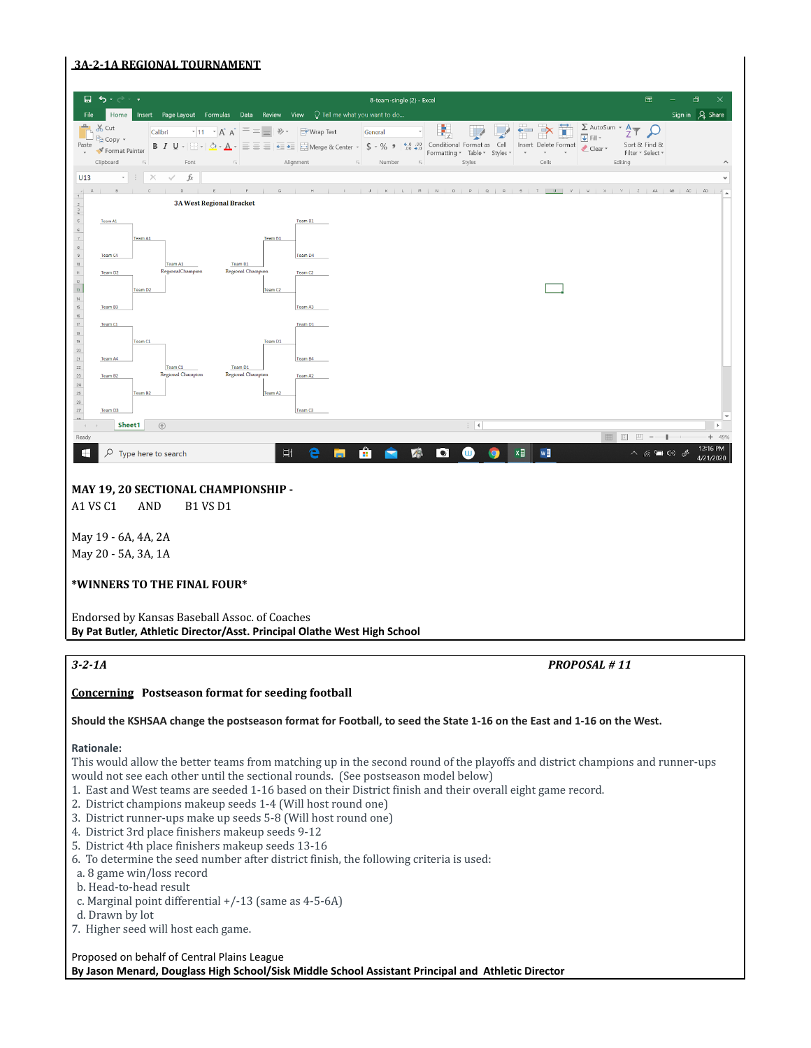**3A-2-1A REGIONAL TOURNAMENT**

**MAY 19, 20 SECTIONAL CHAMPIONSHIP -**

A1 VS C1 AND B1 VS D1

May 19 - 6A, 4A, 2A

May 20 - 5A, 3A, 1A

***WINNERS TO THE FINAL FOUR***

Endorsed by Kansas Baseball Assoc. of Coaches

**By Pat Butler, Athletic Director/Asst. Principal Olathe West High School**

---

***3-2-1A*** ***PROPOSAL # 11***

**Concerning Postseason format for seeding football**

**Should the KSHSAA change the postseason format for Football, to seed the State 1-16 on the East and 1-16 on the West.**

**Rationale:**

This would allow the better teams from matching up in the second round of the playoffs and district champions and runner-ups would not see each other until the sectional rounds. (See postseason model below)

1. East and West teams are seeded 1-16 based on their District finish and their overall eight game record.
2. District champions makeup seeds 1-4 (Will host round one)
3. District runner-ups make up seeds 5-8 (Will host round one)
4. District 3rd place finishers makeup seeds 9-12
5. District 4th place finishers makeup seeds 13-16
6. To determine the seed number after district finish, the following criteria is used:
   a. 8 game win/loss record
   b. Head-to-head result
   c. Marginal point differential +/-13 (same as 4-5-6A)
   d. Drawn by lot
7. Higher seed will host each game.

Proposed on behalf of Central Plains League

**By Jason Menard, Douglass High School/Sisk Middle School Assistant Principal and Athletic Director**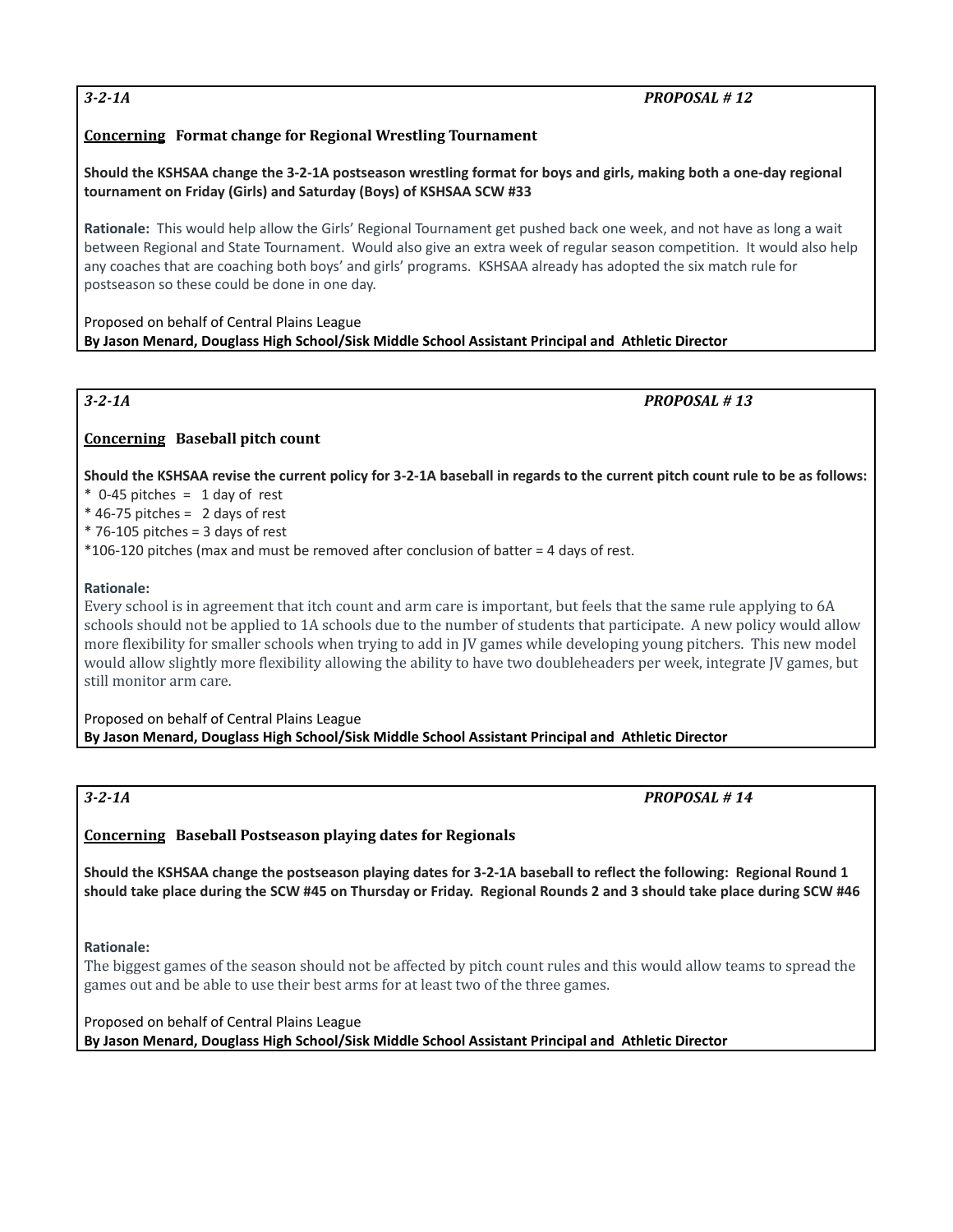***3-2-1A*** ***PROPOSAL # 12***

**Concerning** **Format change for Regional Wrestling Tournament**

**Should the KSHSAA change the 3-2-1A postseason wrestling format for boys and girls, making both a one-day regional tournament on Friday (Girls) and Saturday (Boys) of KSHSAA SCW #33**

**Rationale:** This would help allow the Girls' Regional Tournament get pushed back one week, and not have as long a wait between Regional and State Tournament. Would also give an extra week of regular season competition. It would also help any coaches that are coaching both boys' and girls' programs. KSHSAA already has adopted the six match rule for postseason so these could be done in one day.

Proposed on behalf of Central Plains League
**By Jason Menard, Douglass High School/Sisk Middle School Assistant Principal and Athletic Director**

---

***3-2-1A*** ***PROPOSAL # 13***

**Concerning** **Baseball pitch count**

**Should the KSHSAA revise the current policy for 3-2-1A baseball in regards to the current pitch count rule to be as follows:**
* 0-45 pitches = 1 day of rest
* 46-75 pitches = 2 days of rest
* 76-105 pitches = 3 days of rest
*106-120 pitches (max and must be removed after conclusion of batter = 4 days of rest.

**Rationale:**
Every school is in agreement that itch count and arm care is important, but feels that the same rule applying to 6A schools should not be applied to 1A schools due to the number of students that participate. A new policy would allow more flexibility for smaller schools when trying to add in JV games while developing young pitchers. This new model would allow slightly more flexibility allowing the ability to have two doubleheaders per week, integrate JV games, but still monitor arm care.

Proposed on behalf of Central Plains League
**By Jason Menard, Douglass High School/Sisk Middle School Assistant Principal and Athletic Director**

---

***3-2-1A*** ***PROPOSAL # 14***

**Concerning** **Baseball Postseason playing dates for Regionals**

**Should the KSHSAA change the postseason playing dates for 3-2-1A baseball to reflect the following: Regional Round 1 should take place during the SCW #45 on Thursday or Friday. Regional Rounds 2 and 3 should take place during SCW #46**

**Rationale:**
The biggest games of the season should not be affected by pitch count rules and this would allow teams to spread the games out and be able to use their best arms for at least two of the three games.

Proposed on behalf of Central Plains League
**By Jason Menard, Douglass High School/Sisk Middle School Assistant Principal and Athletic Director**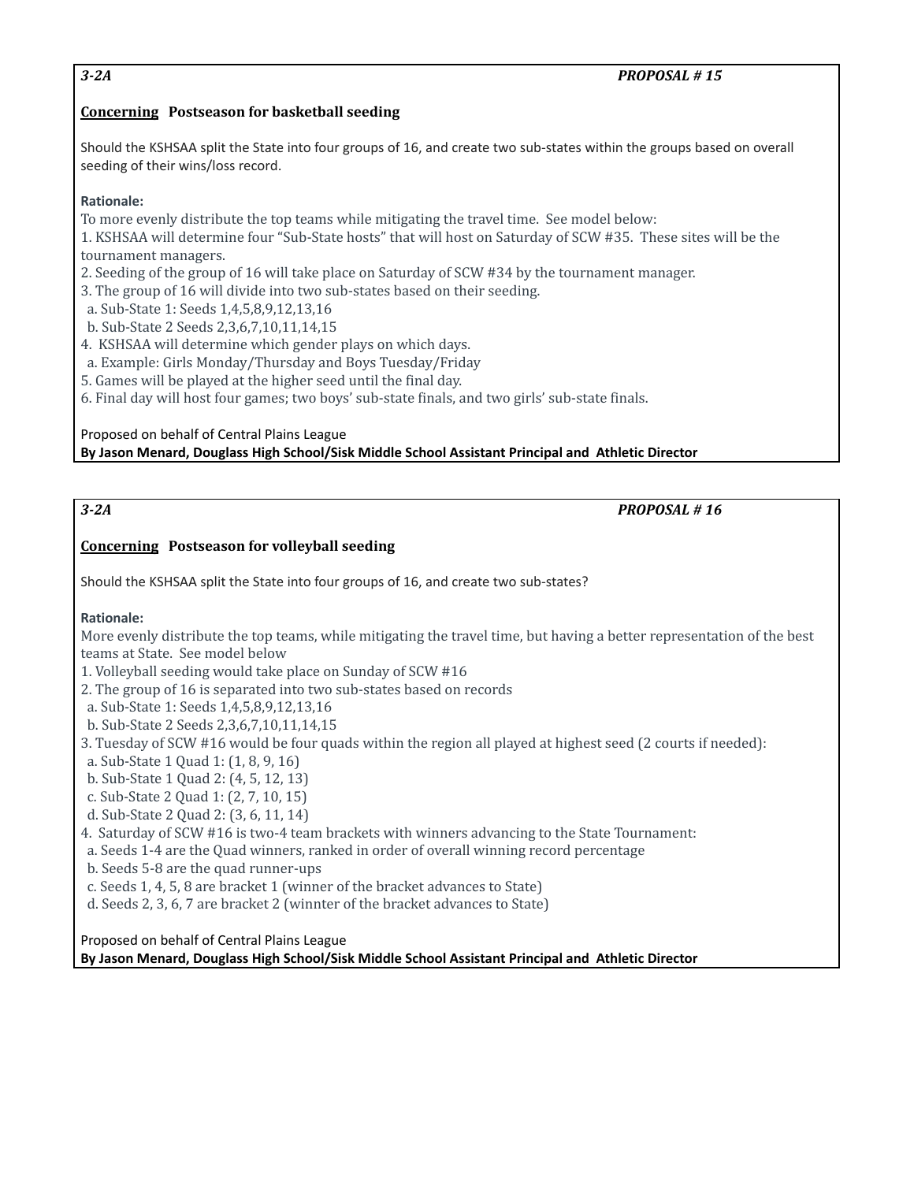***3-2A*** ***PROPOSAL # 15***

**Concerning Postseason for basketball seeding**

Should the KSHSAA split the State into four groups of 16, and create two sub-states within the groups based on overall seeding of their wins/loss record.

**Rationale:**

To more evenly distribute the top teams while mitigating the travel time. See model below:

1. KSHSAA will determine four "Sub-State hosts" that will host on Saturday of SCW #35. These sites will be the tournament managers.
2. Seeding of the group of 16 will take place on Saturday of SCW #34 by the tournament manager.
3. The group of 16 will divide into two sub-states based on their seeding.
   a. Sub-State 1: Seeds 1,4,5,8,9,12,13,16
   b. Sub-State 2 Seeds 2,3,6,7,10,11,14,15
4. KSHSAA will determine which gender plays on which days.
   a. Example: Girls Monday/Thursday and Boys Tuesday/Friday
5. Games will be played at the higher seed until the final day.
6. Final day will host four games; two boys' sub-state finals, and two girls' sub-state finals.

Proposed on behalf of Central Plains League

**By Jason Menard, Douglass High School/Sisk Middle School Assistant Principal and Athletic Director**

***3-2A*** ***PROPOSAL # 16***

**Concerning Postseason for volleyball seeding**

Should the KSHSAA split the State into four groups of 16, and create two sub-states?

**Rationale:**

More evenly distribute the top teams, while mitigating the travel time, but having a better representation of the best teams at State. See model below

1. Volleyball seeding would take place on Sunday of SCW #16
2. The group of 16 is separated into two sub-states based on records
   a. Sub-State 1: Seeds 1,4,5,8,9,12,13,16
   b. Sub-State 2 Seeds 2,3,6,7,10,11,14,15
3. Tuesday of SCW #16 would be four quads within the region all played at highest seed (2 courts if needed):
   a. Sub-State 1 Quad 1: (1, 8, 9, 16)
   b. Sub-State 1 Quad 2: (4, 5, 12, 13)
   c. Sub-State 2 Quad 1: (2, 7, 10, 15)
   d. Sub-State 2 Quad 2: (3, 6, 11, 14)
4. Saturday of SCW #16 is two-4 team brackets with winners advancing to the State Tournament:
   a. Seeds 1-4 are the Quad winners, ranked in order of overall winning record percentage
   b. Seeds 5-8 are the quad runner-ups
   c. Seeds 1, 4, 5, 8 are bracket 1 (winner of the bracket advances to State)
   d. Seeds 2, 3, 6, 7 are bracket 2 (winnter of the bracket advances to State)

Proposed on behalf of Central Plains League

**By Jason Menard, Douglass High School/Sisk Middle School Assistant Principal and Athletic Director**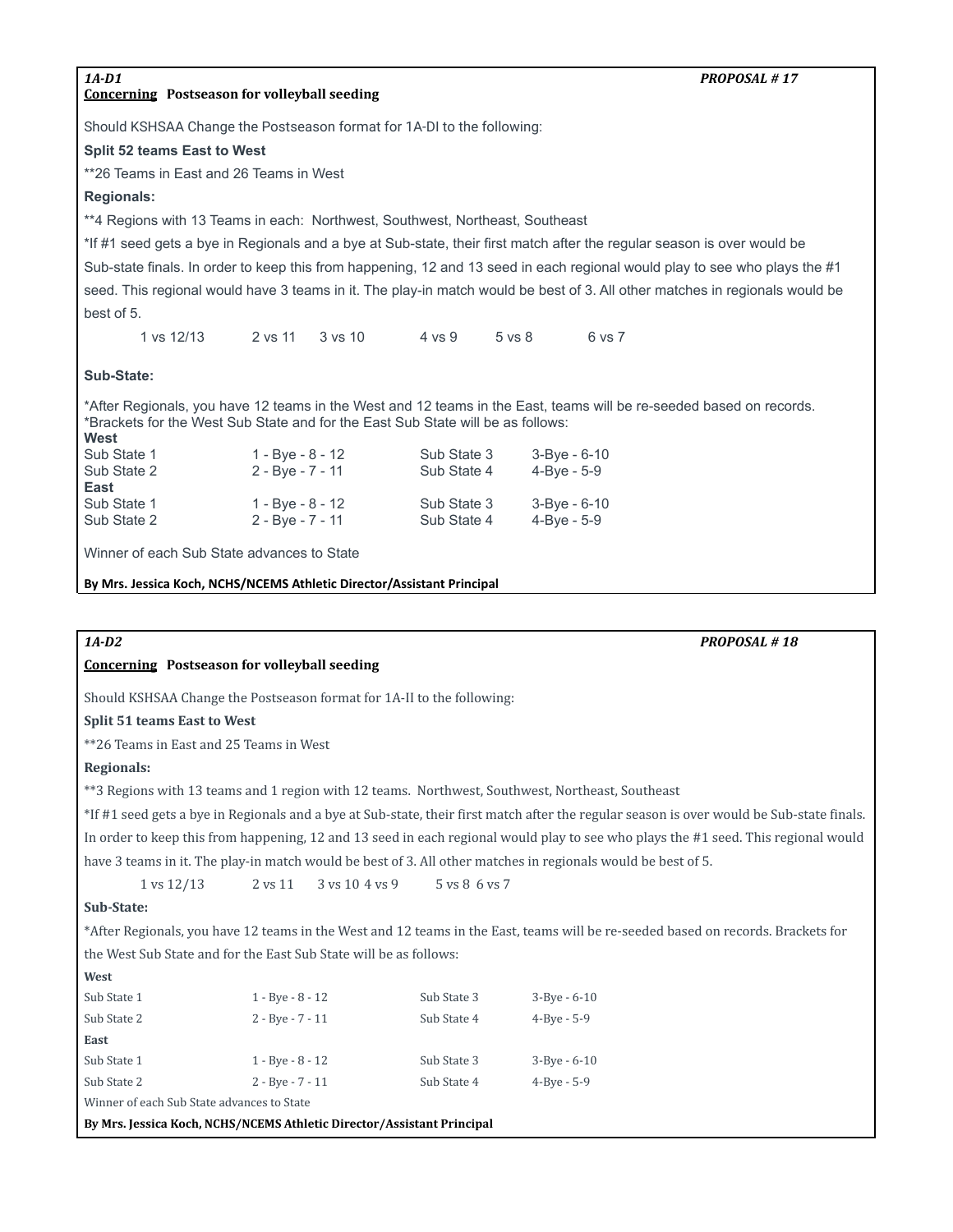***1A-D1*** ***PROPOSAL # 17***

**<u>Concerning</u> Postseason for volleyball seeding**

Should KSHSAA Change the Postseason format for 1A-DI to the following:

**Split 52 teams East to West**

**26 Teams in East and 26 Teams in West

**Regionals:**

**4 Regions with 13 Teams in each: Northwest, Southwest, Northeast, Southeast

*If #1 seed gets a bye in Regionals and a bye at Sub-state, their first match after the regular season is over would be Sub-state finals. In order to keep this from happening, 12 and 13 seed in each regional would play to see who plays the #1 seed. This regional would have 3 teams in it. The play-in match would be best of 3. All other matches in regionals would be best of 5.

1 vs 12/13 2 vs 11 3 vs 10 4 vs 9 5 vs 8 6 vs 7

**Sub-State:**

*After Regionals, you have 12 teams in the West and 12 teams in the East, teams will be re-seeded based on records.
*Brackets for the West Sub State and for the East Sub State will be as follows:

**West**

| | | | |
|---|---|---|---|
| Sub State 1 | 1 - Bye - 8 - 12 | Sub State 3 | 3-Bye - 6-10 |
| Sub State 2 | 2 - Bye - 7 - 11 | Sub State 4 | 4-Bye - 5-9 |

**East**

| | | | |
|---|---|---|---|
| Sub State 1 | 1 - Bye - 8 - 12 | Sub State 3 | 3-Bye - 6-10 |
| Sub State 2 | 2 - Bye - 7 - 11 | Sub State 4 | 4-Bye - 5-9 |

Winner of each Sub State advances to State

**By Mrs. Jessica Koch, NCHS/NCEMS Athletic Director/Assistant Principal**

---

***1A-D2*** ***PROPOSAL # 18***

**<u>Concerning</u> Postseason for volleyball seeding**

Should KSHSAA Change the Postseason format for 1A-II to the following:

**Split 51 teams East to West**

**26 Teams in East and 25 Teams in West

**Regionals:**

**3 Regions with 13 teams and 1 region with 12 teams. Northwest, Southwest, Northeast, Southeast

*If #1 seed gets a bye in Regionals and a bye at Sub-state, their first match after the regular season is over would be Sub-state finals. In order to keep this from happening, 12 and 13 seed in each regional would play to see who plays the #1 seed. This regional would have 3 teams in it. The play-in match would be best of 3. All other matches in regionals would be best of 5.

1 vs 12/13 2 vs 11 3 vs 10 4 vs 9 5 vs 8 6 vs 7

**Sub-State:**

*After Regionals, you have 12 teams in the West and 12 teams in the East, teams will be re-seeded based on records. Brackets for the West Sub State and for the East Sub State will be as follows:

**West**

| | | | |
|---|---|---|---|
| Sub State 1 | 1 - Bye - 8 - 12 | Sub State 3 | 3-Bye - 6-10 |
| Sub State 2 | 2 - Bye - 7 - 11 | Sub State 4 | 4-Bye - 5-9 |

**East**

| | | | |
|---|---|---|---|
| Sub State 1 | 1 - Bye - 8 - 12 | Sub State 3 | 3-Bye - 6-10 |
| Sub State 2 | 2 - Bye - 7 - 11 | Sub State 4 | 4-Bye - 5-9 |

Winner of each Sub State advances to State

**By Mrs. Jessica Koch, NCHS/NCEMS Athletic Director/Assistant Principal**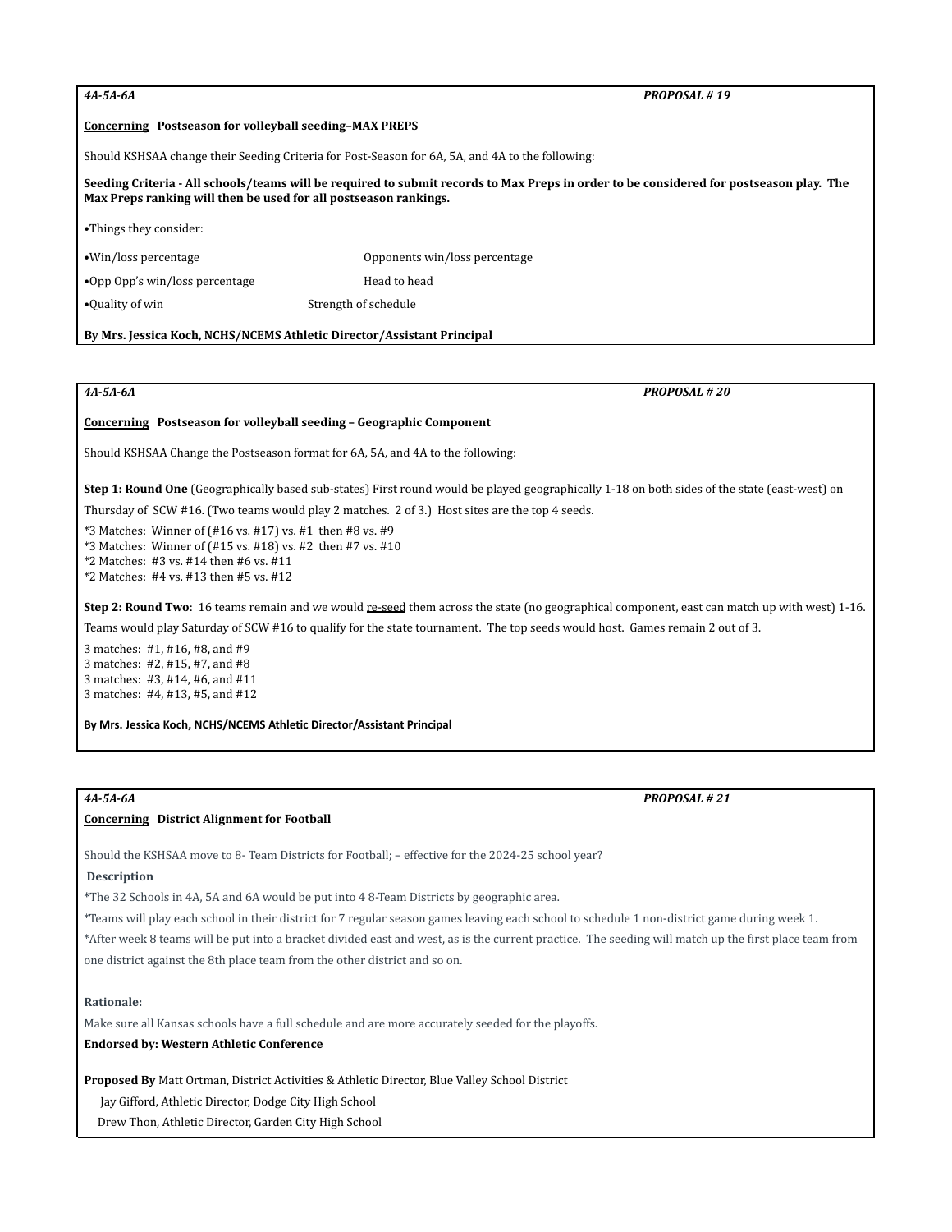***4A-5A-6A*** ***PROPOSAL # 19***

**Concerning Postseason for volleyball seeding–MAX PREPS**

Should KSHSAA change their Seeding Criteria for Post-Season for 6A, 5A, and 4A to the following:

**Seeding Criteria - All schools/teams will be required to submit records to Max Preps in order to be considered for postseason play. The Max Preps ranking will then be used for all postseason rankings.**

•Things they consider:

•Win/loss percentage Opponents win/loss percentage

•Opp Opp's win/loss percentage Head to head

•Quality of win Strength of schedule

**By Mrs. Jessica Koch, NCHS/NCEMS Athletic Director/Assistant Principal**

---

***4A-5A-6A*** ***PROPOSAL # 20***

**Concerning Postseason for volleyball seeding – Geographic Component**

Should KSHSAA Change the Postseason format for 6A, 5A, and 4A to the following:

**Step 1: Round One** (Geographically based sub-states) First round would be played geographically 1-18 on both sides of the state (east-west) on Thursday of SCW #16. (Two teams would play 2 matches. 2 of 3.) Host sites are the top 4 seeds.

*3 Matches: Winner of (#16 vs. #17) vs. #1 then #8 vs. #9
*3 Matches: Winner of (#15 vs. #18) vs. #2 then #7 vs. #10
*2 Matches: #3 vs. #14 then #6 vs. #11
*2 Matches: #4 vs. #13 then #5 vs. #12

**Step 2: Round Two**: 16 teams remain and we would re-seed them across the state (no geographical component, east can match up with west) 1-16. Teams would play Saturday of SCW #16 to qualify for the state tournament. The top seeds would host. Games remain 2 out of 3.

3 matches: #1, #16, #8, and #9
3 matches: #2, #15, #7, and #8
3 matches: #3, #14, #6, and #11
3 matches: #4, #13, #5, and #12

**By Mrs. Jessica Koch, NCHS/NCEMS Athletic Director/Assistant Principal**

---

***4A-5A-6A*** ***PROPOSAL # 21***

**Concerning District Alignment for Football**

Should the KSHSAA move to 8- Team Districts for Football; – effective for the 2024-25 school year?

**Description**

*The 32 Schools in 4A, 5A and 6A would be put into 4 8-Team Districts by geographic area.

*Teams will play each school in their district for 7 regular season games leaving each school to schedule 1 non-district game during week 1.

*After week 8 teams will be put into a bracket divided east and west, as is the current practice. The seeding will match up the first place team from one district against the 8th place team from the other district and so on.

**Rationale:**

Make sure all Kansas schools have a full schedule and are more accurately seeded for the playoffs.

**Endorsed by: Western Athletic Conference**

**Proposed By** Matt Ortman, District Activities & Athletic Director, Blue Valley School District
Jay Gifford, Athletic Director, Dodge City High School
Drew Thon, Athletic Director, Garden City High School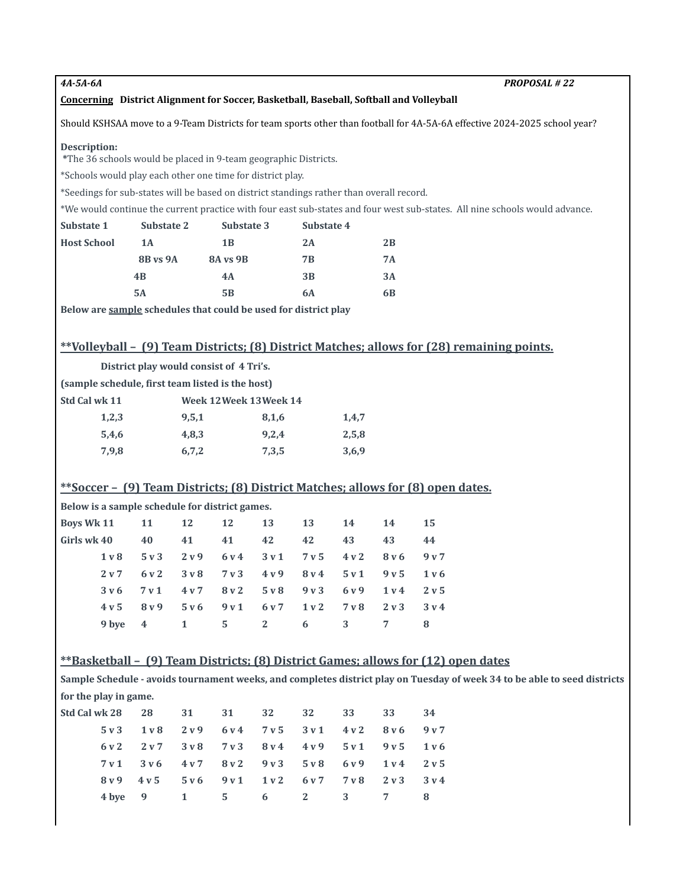*4A-5A-6A* *PROPOSAL # 22*

**Concerning** **District Alignment for Soccer, Basketball, Baseball, Softball and Volleyball**

Should KSHSAA move to a 9-Team Districts for team sports other than football for 4A-5A-6A effective 2024-2025 school year?

**Description:**

*The 36 schools would be placed in 9-team geographic Districts.

*Schools would play each other one time for district play.

*Seedings for sub-states will be based on district standings rather than overall record.

*We would continue the current practice with four east sub-states and four west sub-states. All nine schools would advance.

| Substate 1 | Substate 2 | Substate 3 | Substate 4 | |
|---|---|---|---|---|
| Host School | 1A | 1B | 2A | 2B |
| | 8B vs 9A | 8A vs 9B | 7B | 7A |
| | 4B | 4A | 3B | 3A |
| | 5A | 5B | 6A | 6B |

**Below are sample schedules that could be used for district play**

## **Volleyball – (9) Team Districts; (8) District Matches; allows for (28) remaining points.

**District play would consist of 4 Tri's.**

**(sample schedule, first team listed is the host)**

| Std Cal wk 11 | Week 12 | Week 13 | Week 14 |
|---|---|---|---|
| 1,2,3 | 9,5,1 | 8,1,6 | 1,4,7 |
| 5,4,6 | 4,8,3 | 9,2,4 | 2,5,8 |
| 7,9,8 | 6,7,2 | 7,3,5 | 3,6,9 |

## **Soccer – (9) Team Districts; (8) District Matches; allows for (8) open dates.

**Below is a sample schedule for district games.**

| Boys Wk 11 | 11 | 12 | 12 | 13 | 13 | 14 | 14 | 15 |
|---|---|---|---|---|---|---|---|---|
| Girls wk 40 | 40 | 41 | 41 | 42 | 42 | 43 | 43 | 44 |
| 1 v 8 | 5 v 3 | 2 v 9 | 6 v 4 | 3 v 1 | 7 v 5 | 4 v 2 | 8 v 6 | 9 v 7 |
| 2 v 7 | 6 v 2 | 3 v 8 | 7 v 3 | 4 v 9 | 8 v 4 | 5 v 1 | 9 v 5 | 1 v 6 |
| 3 v 6 | 7 v 1 | 4 v 7 | 8 v 2 | 5 v 8 | 9 v 3 | 6 v 9 | 1 v 4 | 2 v 5 |
| 4 v 5 | 8 v 9 | 5 v 6 | 9 v 1 | 6 v 7 | 1 v 2 | 7 v 8 | 2 v 3 | 3 v 4 |
| 9 bye | 4 | 1 | 5 | 2 | 6 | 3 | 7 | 8 |

## **Basketball – (9) Team Districts; (8) District Games; allows for (12) open dates

**Sample Schedule - avoids tournament weeks, and completes district play on Tuesday of week 34 to be able to seed districts for the play in game.**

| Std Cal wk 28 | 28 | 31 | 31 | 32 | 32 | 33 | 33 | 34 |
|---|---|---|---|---|---|---|---|---|
| 5 v 3 | 1 v 8 | 2 v 9 | 6 v 4 | 7 v 5 | 3 v 1 | 4 v 2 | 8 v 6 | 9 v 7 |
| 6 v 2 | 2 v 7 | 3 v 8 | 7 v 3 | 8 v 4 | 4 v 9 | 5 v 1 | 9 v 5 | 1 v 6 |
| 7 v 1 | 3 v 6 | 4 v 7 | 8 v 2 | 9 v 3 | 5 v 8 | 6 v 9 | 1 v 4 | 2 v 5 |
| 8 v 9 | 4 v 5 | 5 v 6 | 9 v 1 | 1 v 2 | 6 v 7 | 7 v 8 | 2 v 3 | 3 v 4 |
| 4 bye | 9 | 1 | 5 | 6 | 2 | 3 | 7 | 8 |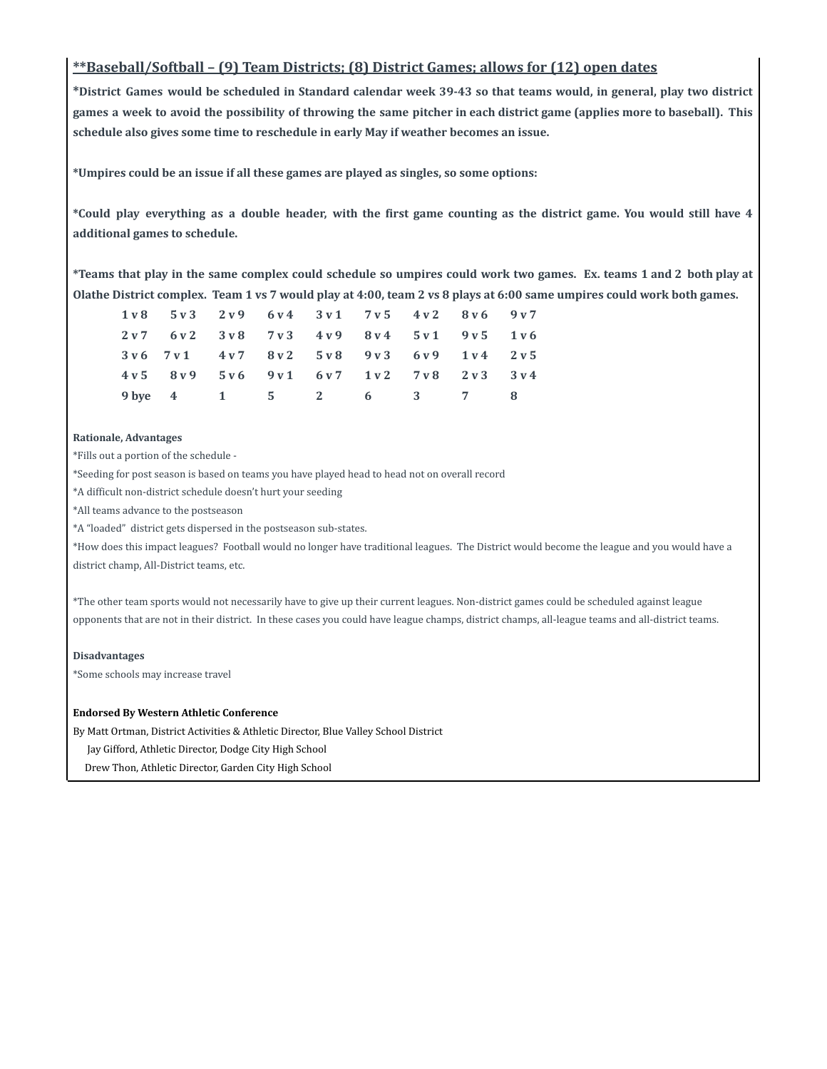**<u>**Baseball/Softball – (9) Team Districts; (8) District Games; allows for (12) open dates</u>**

***District Games would be scheduled in Standard calendar week 39-43 so that teams would, in general, play two district games a week to avoid the possibility of throwing the same pitcher in each district game (applies more to baseball). This schedule also gives some time to reschedule in early May if weather becomes an issue.**

***Umpires could be an issue if all these games are played as singles, so some options:**

***Could play everything as a double header, with the first game counting as the district game. You would still have 4 additional games to schedule.**

***Teams that play in the same complex could schedule so umpires could work two games. Ex. teams 1 and 2 both play at Olathe District complex. Team 1 vs 7 would play at 4:00, team 2 vs 8 plays at 6:00 same umpires could work both games.**

| | | | | | | | | |
|---|---|---|---|---|---|---|---|---|
| **1 v 8** | **5 v 3** | **2 v 9** | **6 v 4** | **3 v 1** | **7 v 5** | **4 v 2** | **8 v 6** | **9 v 7** |
| **2 v 7** | **6 v 2** | **3 v 8** | **7 v 3** | **4 v 9** | **8 v 4** | **5 v 1** | **9 v 5** | **1 v 6** |
| **3 v 6** | **7 v 1** | **4 v 7** | **8 v 2** | **5 v 8** | **9 v 3** | **6 v 9** | **1 v 4** | **2 v 5** |
| **4 v 5** | **8 v 9** | **5 v 6** | **9 v 1** | **6 v 7** | **1 v 2** | **7 v 8** | **2 v 3** | **3 v 4** |
| **9 bye** | **4** | **1** | **5** | **2** | **6** | **3** | **7** | **8** |

**Rationale, Advantages**

*Fills out a portion of the schedule -

*Seeding for post season is based on teams you have played head to head not on overall record

*A difficult non-district schedule doesn't hurt your seeding

*All teams advance to the postseason

*A "loaded" district gets dispersed in the postseason sub-states.

*How does this impact leagues? Football would no longer have traditional leagues. The District would become the league and you would have a district champ, All-District teams, etc.

*The other team sports would not necessarily have to give up their current leagues. Non-district games could be scheduled against league opponents that are not in their district. In these cases you could have league champs, district champs, all-league teams and all-district teams.

**Disadvantages**

*Some schools may increase travel

**Endorsed By Western Athletic Conference**

By Matt Ortman, District Activities & Athletic Director, Blue Valley School District

Jay Gifford, Athletic Director, Dodge City High School

Drew Thon, Athletic Director, Garden City High School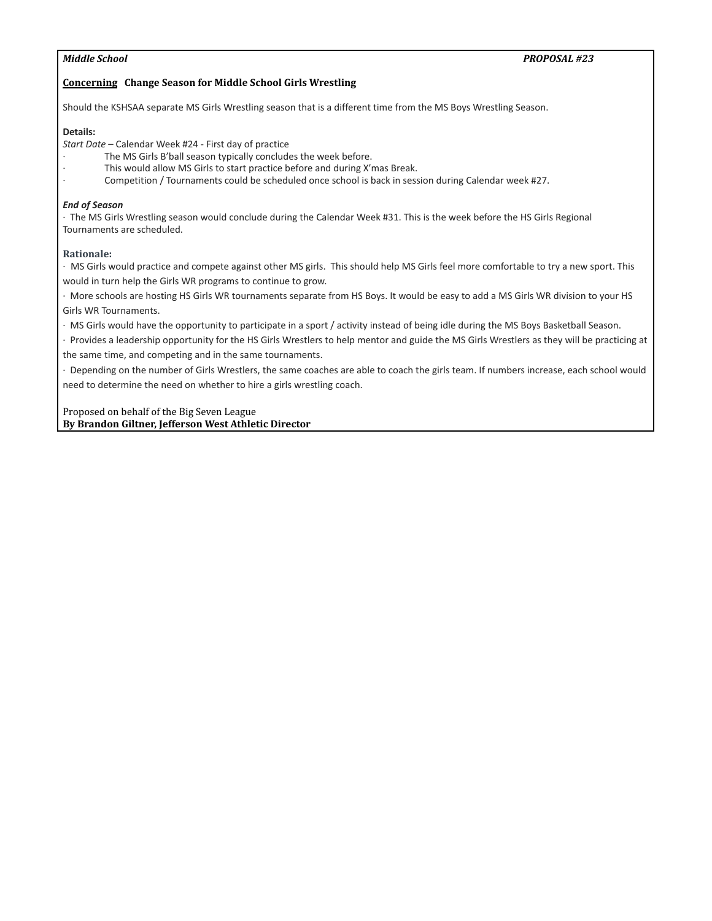*Middle School* ***PROPOSAL #23***

**Concerning** **Change Season for Middle School Girls Wrestling**

Should the KSHSAA separate MS Girls Wrestling season that is a different time from the MS Boys Wrestling Season.

**Details:**

*Start Date* – Calendar Week #24 - First day of practice

- The MS Girls B'ball season typically concludes the week before.
- This would allow MS Girls to start practice before and during X'mas Break.
- Competition / Tournaments could be scheduled once school is back in session during Calendar week #27.

***End of Season***

- The MS Girls Wrestling season would conclude during the Calendar Week #31. This is the week before the HS Girls Regional Tournaments are scheduled.

**Rationale:**

- MS Girls would practice and compete against other MS girls. This should help MS Girls feel more comfortable to try a new sport. This would in turn help the Girls WR programs to continue to grow.
- More schools are hosting HS Girls WR tournaments separate from HS Boys. It would be easy to add a MS Girls WR division to your HS Girls WR Tournaments.
- MS Girls would have the opportunity to participate in a sport / activity instead of being idle during the MS Boys Basketball Season.
- Provides a leadership opportunity for the HS Girls Wrestlers to help mentor and guide the MS Girls Wrestlers as they will be practicing at the same time, and competing and in the same tournaments.
- Depending on the number of Girls Wrestlers, the same coaches are able to coach the girls team. If numbers increase, each school would need to determine the need on whether to hire a girls wrestling coach.

Proposed on behalf of the Big Seven League
**By Brandon Giltner, Jefferson West Athletic Director**